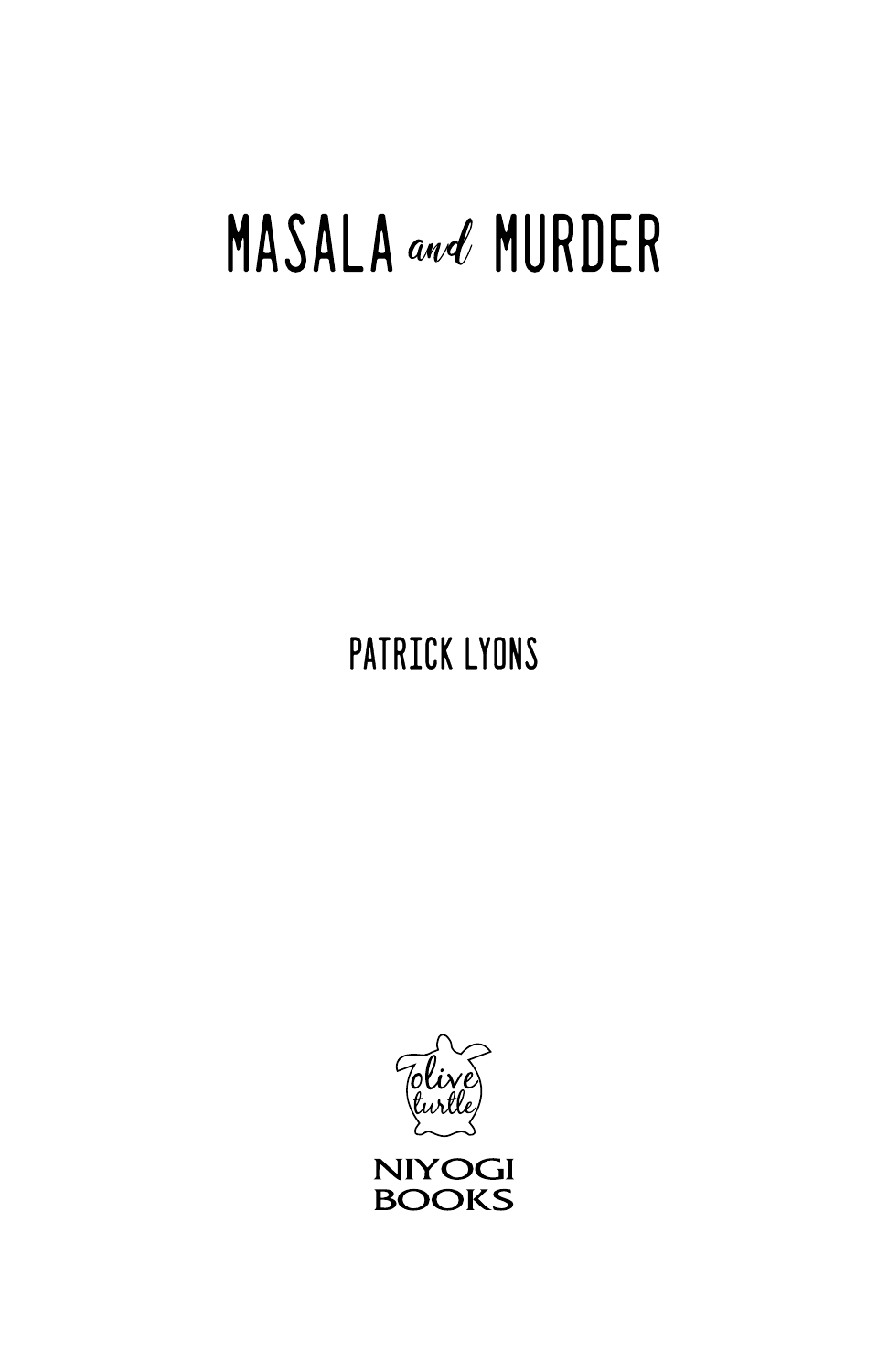# MASALA *and* MURDER

PATRICK LYONS

olive turtle

NIYOGI BOOKS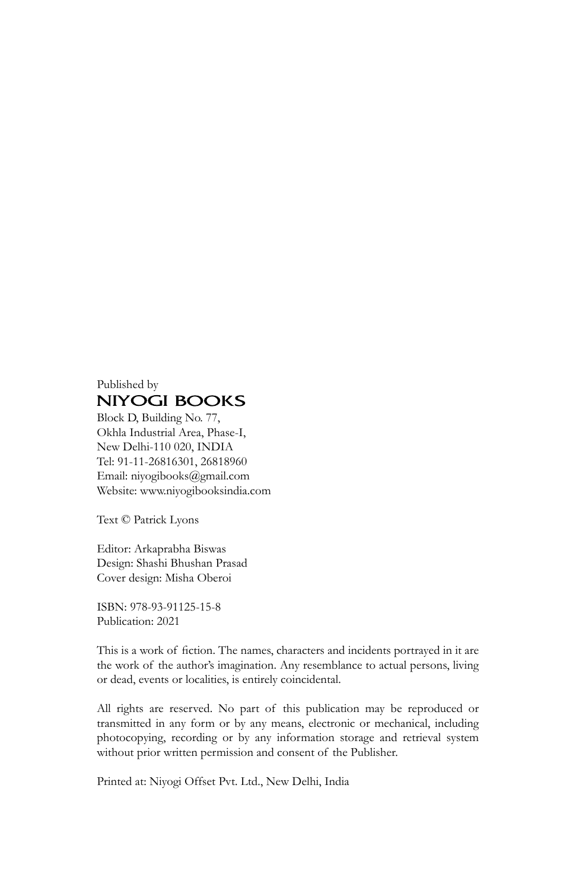Published by

**NIYOGI BOOKS**

Block D, Building No. 77,
Okhla Industrial Area, Phase-I,
New Delhi-110 020, INDIA
Tel: 91-11-26816301, 26818960
Email: niyogibooks@gmail.com
Website: www.niyogibooksindia.com

Text © Patrick Lyons

Editor: Arkaprabha Biswas
Design: Shashi Bhushan Prasad
Cover design: Misha Oberoi

ISBN: 978-93-91125-15-8
Publication: 2021

This is a work of fiction. The names, characters and incidents portrayed in it are the work of the author's imagination. Any resemblance to actual persons, living or dead, events or localities, is entirely coincidental.

All rights are reserved. No part of this publication may be reproduced or transmitted in any form or by any means, electronic or mechanical, including photocopying, recording or by any information storage and retrieval system without prior written permission and consent of the Publisher.

Printed at: Niyogi Offset Pvt. Ltd., New Delhi, India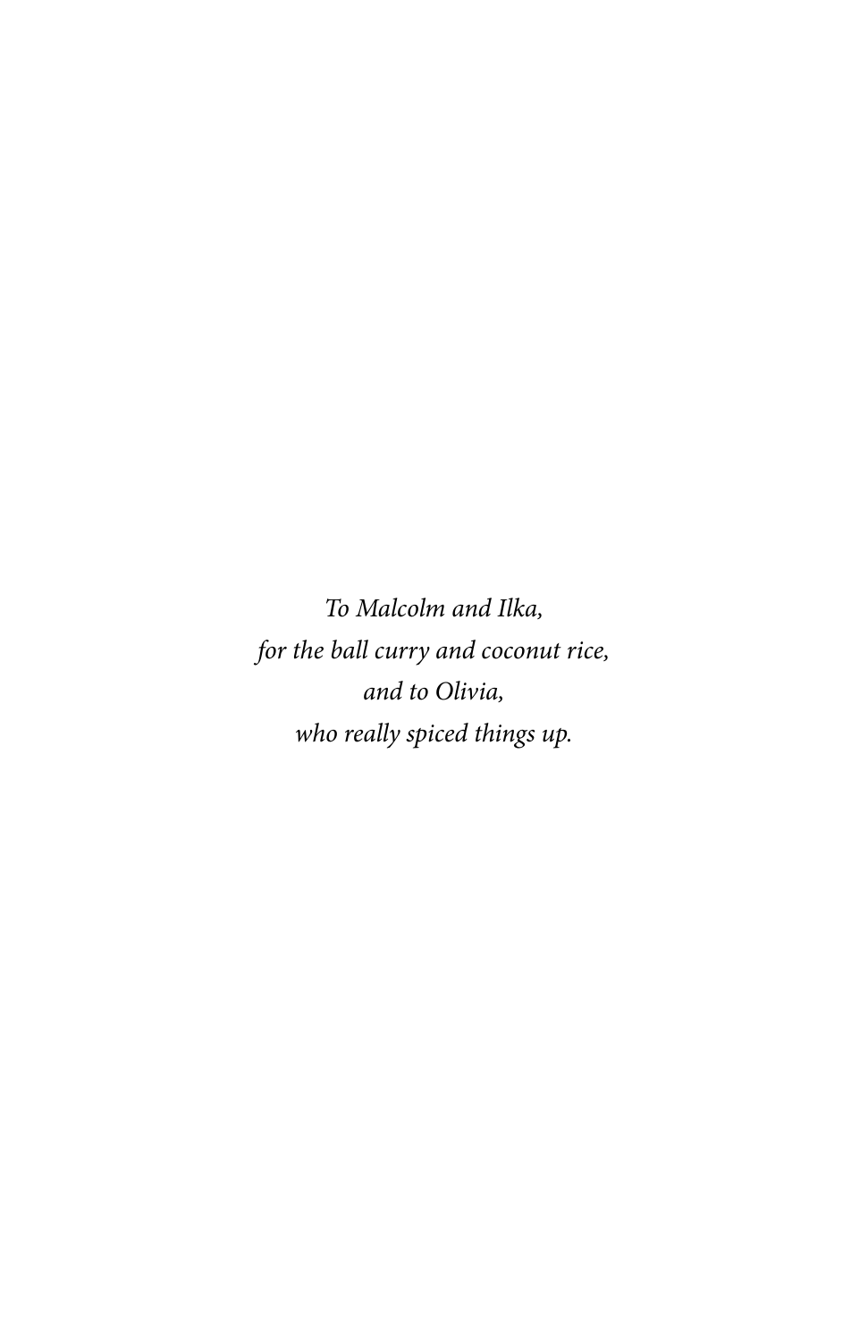*To Malcolm and Ilka,*
*for the ball curry and coconut rice,*
*and to Olivia,*
*who really spiced things up.*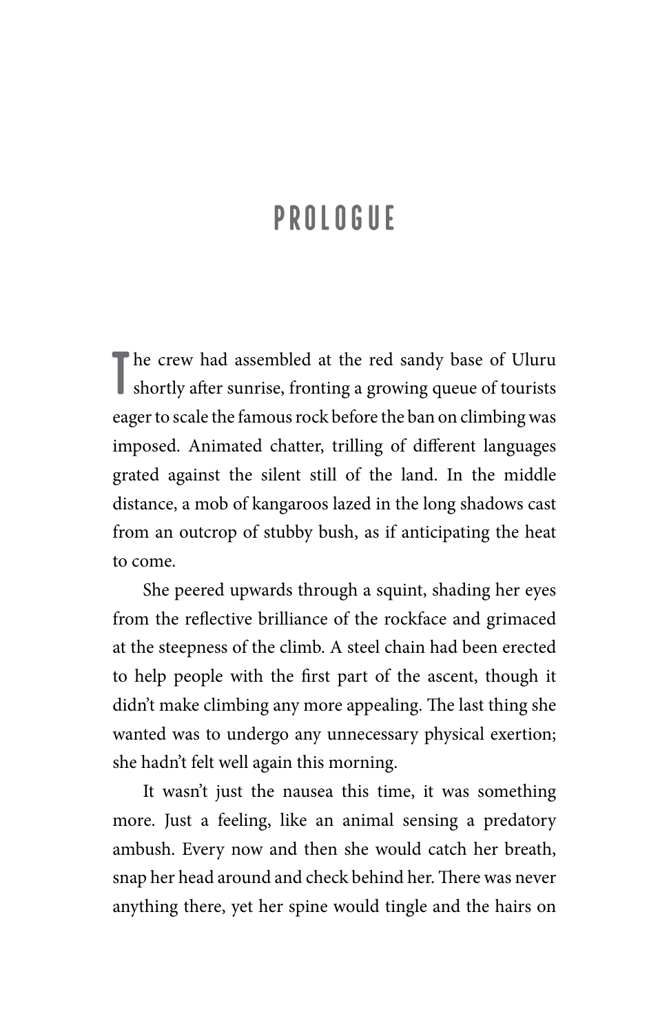# PROLOGUE

The crew had assembled at the red sandy base of Uluru shortly after sunrise, fronting a growing queue of tourists eager to scale the famous rock before the ban on climbing was imposed. Animated chatter, trilling of different languages grated against the silent still of the land. In the middle distance, a mob of kangaroos lazed in the long shadows cast from an outcrop of stubby bush, as if anticipating the heat to come.

She peered upwards through a squint, shading her eyes from the reflective brilliance of the rockface and grimaced at the steepness of the climb. A steel chain had been erected to help people with the first part of the ascent, though it didn't make climbing any more appealing. The last thing she wanted was to undergo any unnecessary physical exertion; she hadn't felt well again this morning.

It wasn't just the nausea this time, it was something more. Just a feeling, like an animal sensing a predatory ambush. Every now and then she would catch her breath, snap her head around and check behind her. There was never anything there, yet her spine would tingle and the hairs on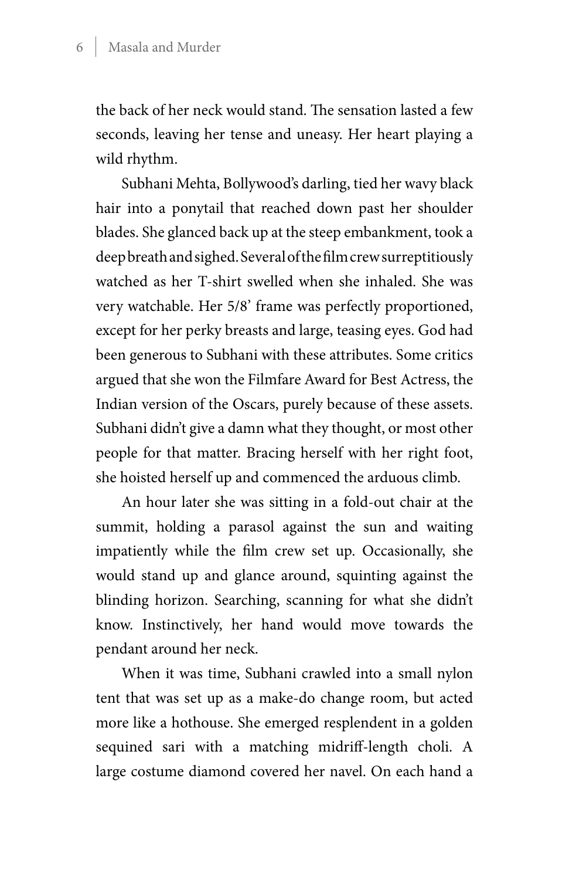the back of her neck would stand. The sensation lasted a few seconds, leaving her tense and uneasy. Her heart playing a wild rhythm.

Subhani Mehta, Bollywood's darling, tied her wavy black hair into a ponytail that reached down past her shoulder blades. She glanced back up at the steep embankment, took a deep breath and sighed. Several of the film crew surreptitiously watched as her T-shirt swelled when she inhaled. She was very watchable. Her 5/8' frame was perfectly proportioned, except for her perky breasts and large, teasing eyes. God had been generous to Subhani with these attributes. Some critics argued that she won the Filmfare Award for Best Actress, the Indian version of the Oscars, purely because of these assets. Subhani didn't give a damn what they thought, or most other people for that matter. Bracing herself with her right foot, she hoisted herself up and commenced the arduous climb.

An hour later she was sitting in a fold-out chair at the summit, holding a parasol against the sun and waiting impatiently while the film crew set up. Occasionally, she would stand up and glance around, squinting against the blinding horizon. Searching, scanning for what she didn't know. Instinctively, her hand would move towards the pendant around her neck.

When it was time, Subhani crawled into a small nylon tent that was set up as a make-do change room, but acted more like a hothouse. She emerged resplendent in a golden sequined sari with a matching midriff-length choli. A large costume diamond covered her navel. On each hand a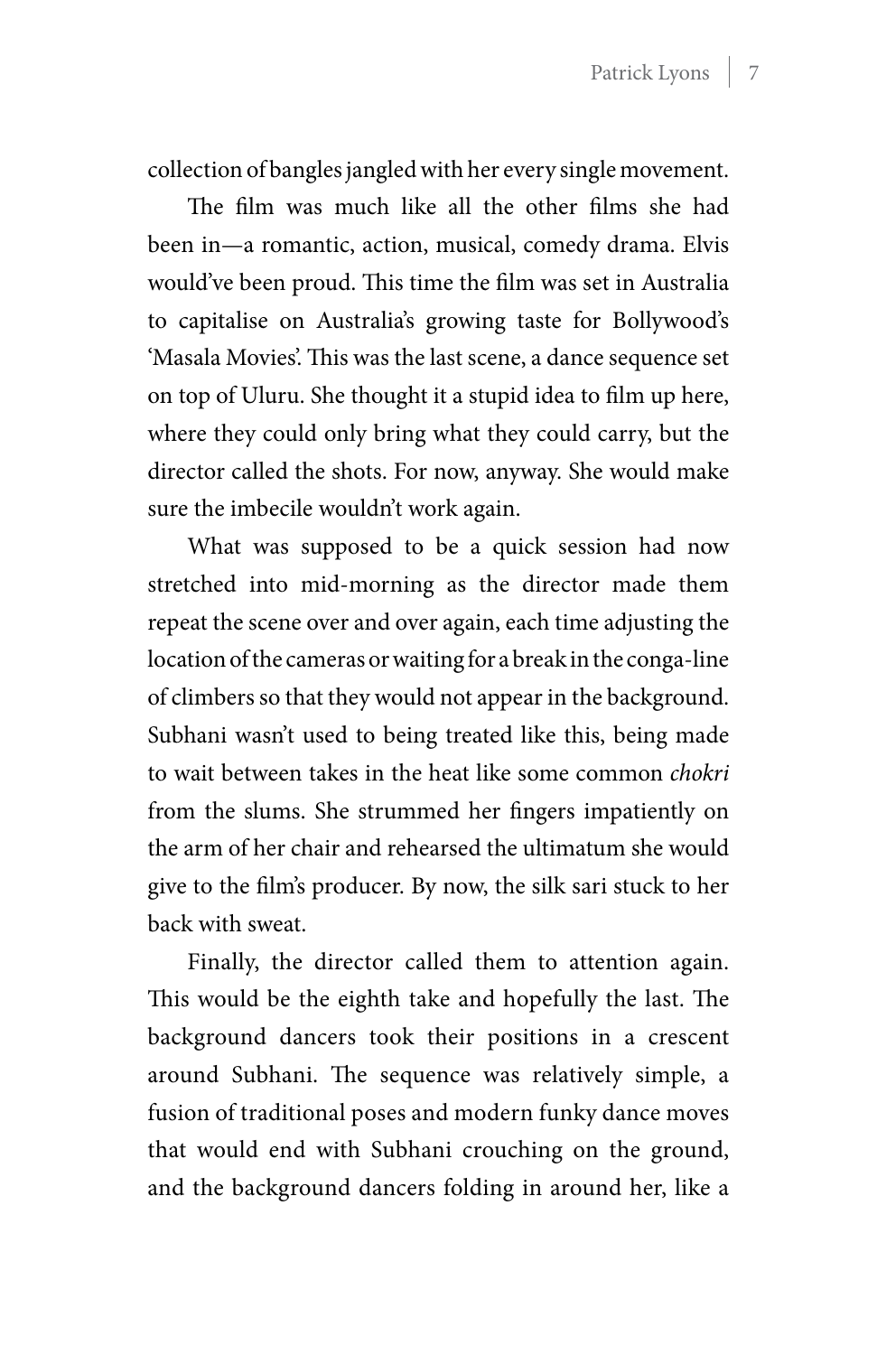collection of bangles jangled with her every single movement.

The film was much like all the other films she had been in—a romantic, action, musical, comedy drama. Elvis would've been proud. This time the film was set in Australia to capitalise on Australia's growing taste for Bollywood's 'Masala Movies'. This was the last scene, a dance sequence set on top of Uluru. She thought it a stupid idea to film up here, where they could only bring what they could carry, but the director called the shots. For now, anyway. She would make sure the imbecile wouldn't work again.

What was supposed to be a quick session had now stretched into mid-morning as the director made them repeat the scene over and over again, each time adjusting the location of the cameras or waiting for a break in the conga-line of climbers so that they would not appear in the background. Subhani wasn't used to being treated like this, being made to wait between takes in the heat like some common *chokri* from the slums. She strummed her fingers impatiently on the arm of her chair and rehearsed the ultimatum she would give to the film's producer. By now, the silk sari stuck to her back with sweat.

Finally, the director called them to attention again. This would be the eighth take and hopefully the last. The background dancers took their positions in a crescent around Subhani. The sequence was relatively simple, a fusion of traditional poses and modern funky dance moves that would end with Subhani crouching on the ground, and the background dancers folding in around her, like a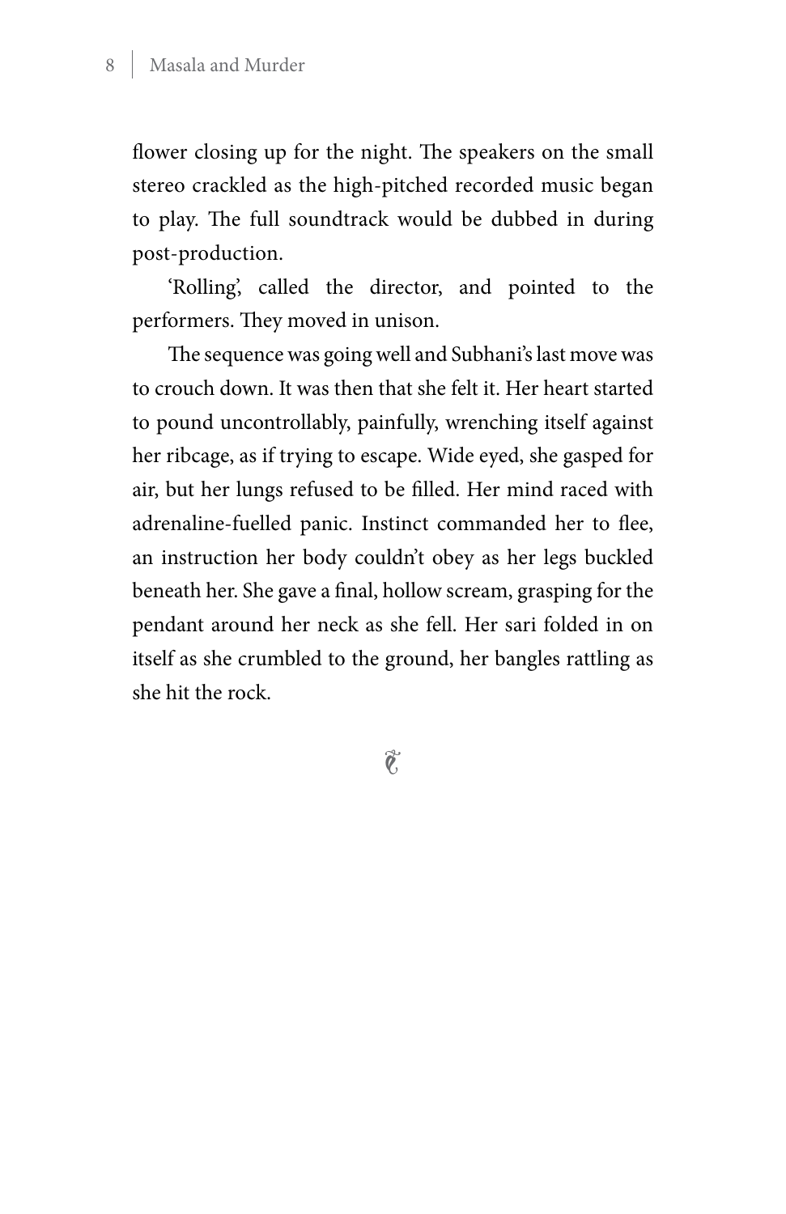flower closing up for the night. The speakers on the small stereo crackled as the high-pitched recorded music began to play. The full soundtrack would be dubbed in during post-production.

'Rolling', called the director, and pointed to the performers. They moved in unison.

The sequence was going well and Subhani's last move was to crouch down. It was then that she felt it. Her heart started to pound uncontrollably, painfully, wrenching itself against her ribcage, as if trying to escape. Wide eyed, she gasped for air, but her lungs refused to be filled. Her mind raced with adrenaline-fuelled panic. Instinct commanded her to flee, an instruction her body couldn't obey as her legs buckled beneath her. She gave a final, hollow scream, grasping for the pendant around her neck as she fell. Her sari folded in on itself as she crumbled to the ground, her bangles rattling as she hit the rock.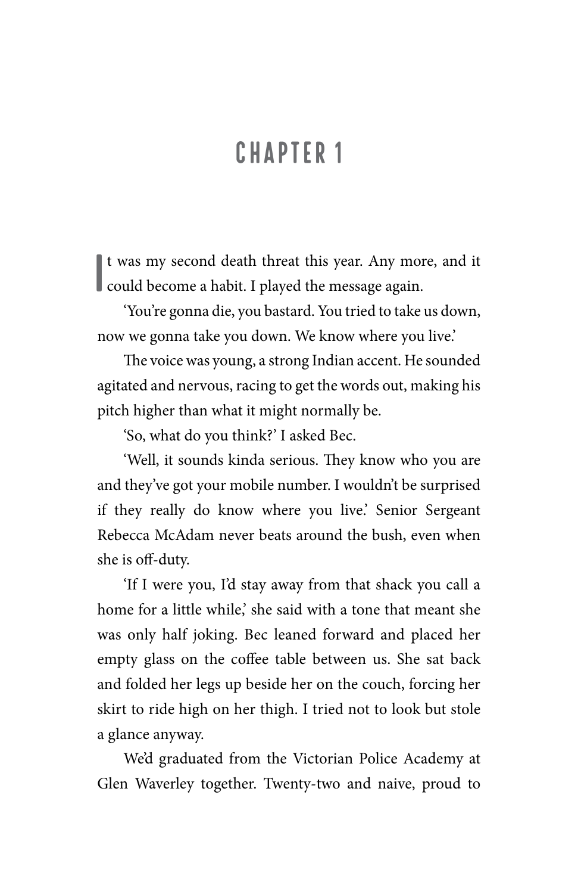# CHAPTER 1

It was my second death threat this year. Any more, and it could become a habit. I played the message again.

'You're gonna die, you bastard. You tried to take us down, now we gonna take you down. We know where you live.'

The voice was young, a strong Indian accent. He sounded agitated and nervous, racing to get the words out, making his pitch higher than what it might normally be.

'So, what do you think?' I asked Bec.

'Well, it sounds kinda serious. They know who you are and they've got your mobile number. I wouldn't be surprised if they really do know where you live.' Senior Sergeant Rebecca McAdam never beats around the bush, even when she is off-duty.

'If I were you, I'd stay away from that shack you call a home for a little while,' she said with a tone that meant she was only half joking. Bec leaned forward and placed her empty glass on the coffee table between us. She sat back and folded her legs up beside her on the couch, forcing her skirt to ride high on her thigh. I tried not to look but stole a glance anyway.

We'd graduated from the Victorian Police Academy at Glen Waverley together. Twenty-two and naive, proud to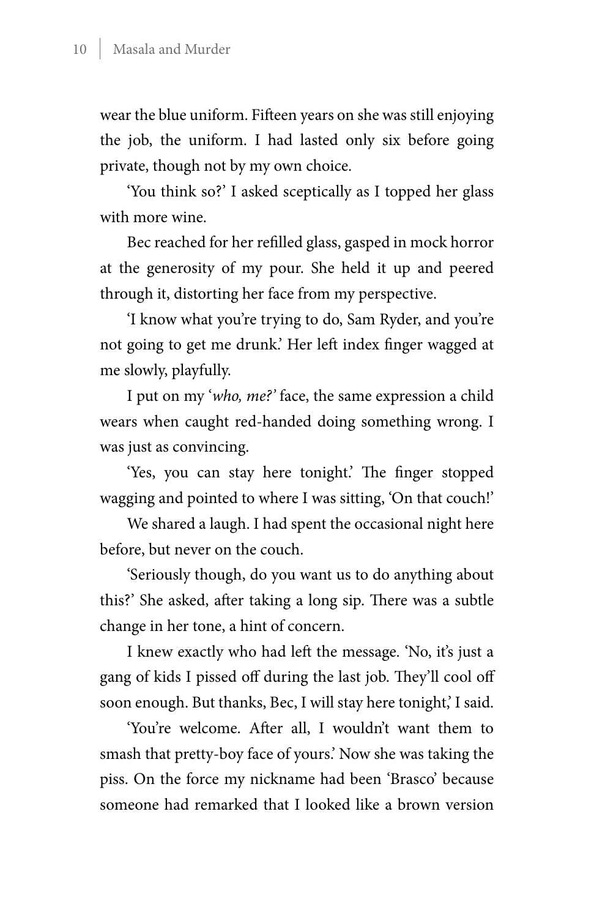wear the blue uniform. Fifteen years on she was still enjoying the job, the uniform. I had lasted only six before going private, though not by my own choice.

'You think so?' I asked sceptically as I topped her glass with more wine.

Bec reached for her refilled glass, gasped in mock horror at the generosity of my pour. She held it up and peered through it, distorting her face from my perspective.

'I know what you're trying to do, Sam Ryder, and you're not going to get me drunk.' Her left index finger wagged at me slowly, playfully.

I put on my '*who, me?*' face, the same expression a child wears when caught red-handed doing something wrong. I was just as convincing.

'Yes, you can stay here tonight.' The finger stopped wagging and pointed to where I was sitting, 'On that couch!'

We shared a laugh. I had spent the occasional night here before, but never on the couch.

'Seriously though, do you want us to do anything about this?' She asked, after taking a long sip. There was a subtle change in her tone, a hint of concern.

I knew exactly who had left the message. 'No, it's just a gang of kids I pissed off during the last job. They'll cool off soon enough. But thanks, Bec, I will stay here tonight,' I said.

'You're welcome. After all, I wouldn't want them to smash that pretty-boy face of yours.' Now she was taking the piss. On the force my nickname had been 'Brasco' because someone had remarked that I looked like a brown version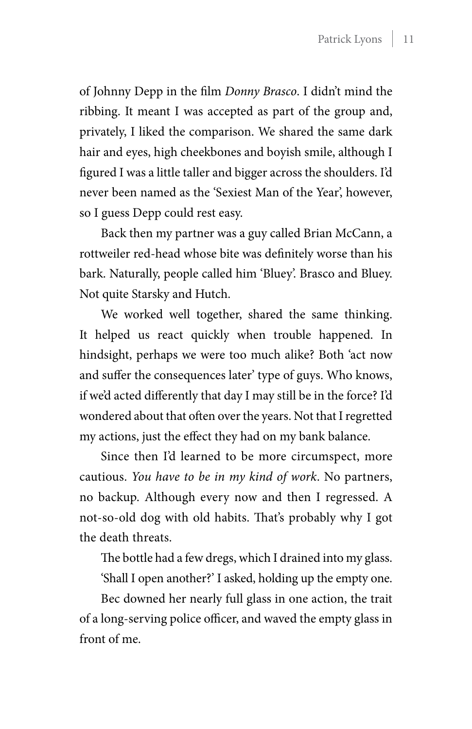of Johnny Depp in the film *Donny Brasco*. I didn't mind the ribbing. It meant I was accepted as part of the group and, privately, I liked the comparison. We shared the same dark hair and eyes, high cheekbones and boyish smile, although I figured I was a little taller and bigger across the shoulders. I'd never been named as the 'Sexiest Man of the Year', however, so I guess Depp could rest easy.

Back then my partner was a guy called Brian McCann, a rottweiler red-head whose bite was definitely worse than his bark. Naturally, people called him 'Bluey'. Brasco and Bluey. Not quite Starsky and Hutch.

We worked well together, shared the same thinking. It helped us react quickly when trouble happened. In hindsight, perhaps we were too much alike? Both 'act now and suffer the consequences later' type of guys. Who knows, if we'd acted differently that day I may still be in the force? I'd wondered about that often over the years. Not that I regretted my actions, just the effect they had on my bank balance.

Since then I'd learned to be more circumspect, more cautious. *You have to be in my kind of work*. No partners, no backup. Although every now and then I regressed. A not-so-old dog with old habits. That's probably why I got the death threats.

The bottle had a few dregs, which I drained into my glass.

'Shall I open another?' I asked, holding up the empty one.

Bec downed her nearly full glass in one action, the trait of a long-serving police officer, and waved the empty glass in front of me.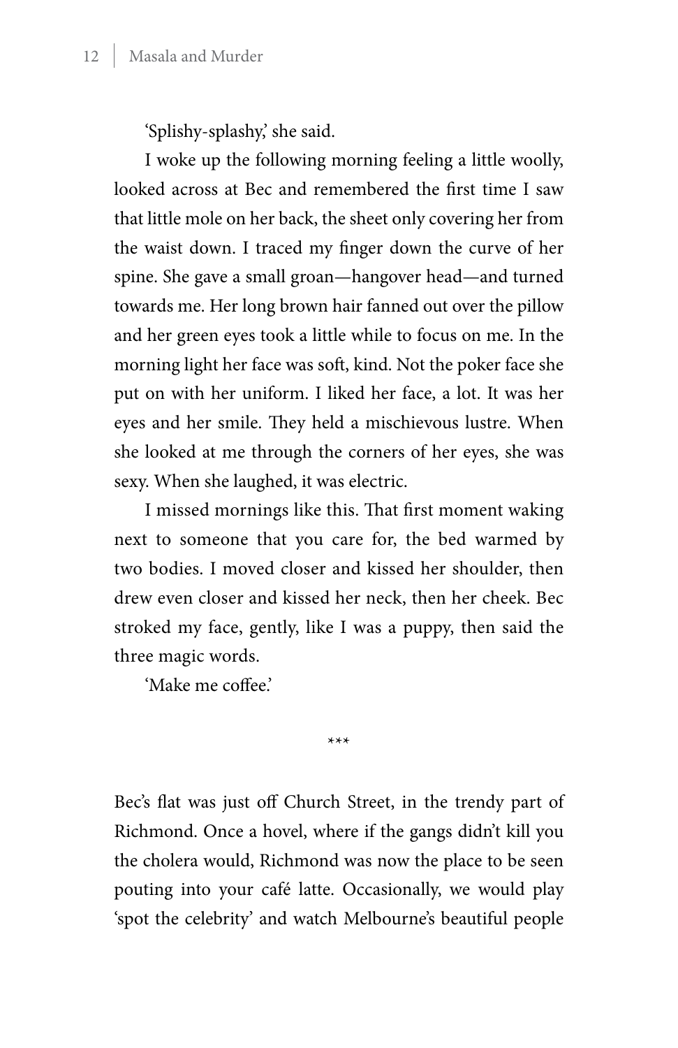'Splishy-splashy,' she said.

I woke up the following morning feeling a little woolly, looked across at Bec and remembered the first time I saw that little mole on her back, the sheet only covering her from the waist down. I traced my finger down the curve of her spine. She gave a small groan—hangover head—and turned towards me. Her long brown hair fanned out over the pillow and her green eyes took a little while to focus on me. In the morning light her face was soft, kind. Not the poker face she put on with her uniform. I liked her face, a lot. It was her eyes and her smile. They held a mischievous lustre. When she looked at me through the corners of her eyes, she was sexy. When she laughed, it was electric.

I missed mornings like this. That first moment waking next to someone that you care for, the bed warmed by two bodies. I moved closer and kissed her shoulder, then drew even closer and kissed her neck, then her cheek. Bec stroked my face, gently, like I was a puppy, then said the three magic words.

'Make me coffee.'

\*\*\*

Bec's flat was just off Church Street, in the trendy part of Richmond. Once a hovel, where if the gangs didn't kill you the cholera would, Richmond was now the place to be seen pouting into your café latte. Occasionally, we would play 'spot the celebrity' and watch Melbourne's beautiful people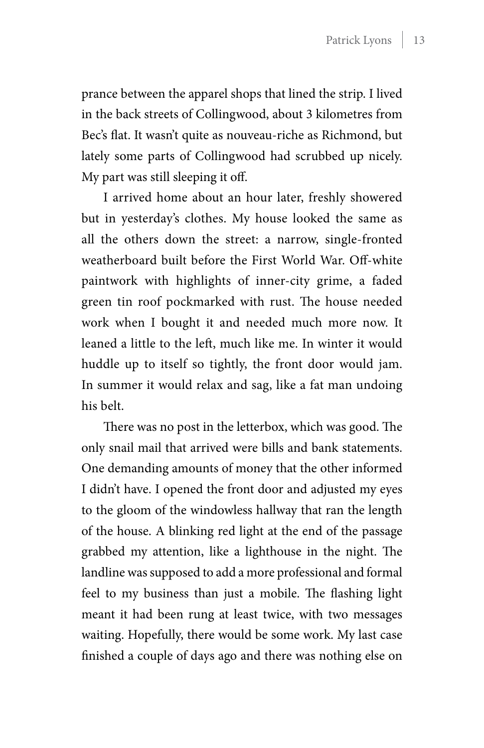prance between the apparel shops that lined the strip. I lived in the back streets of Collingwood, about 3 kilometres from Bec's flat. It wasn't quite as nouveau-riche as Richmond, but lately some parts of Collingwood had scrubbed up nicely. My part was still sleeping it off.

I arrived home about an hour later, freshly showered but in yesterday's clothes. My house looked the same as all the others down the street: a narrow, single-fronted weatherboard built before the First World War. Off-white paintwork with highlights of inner-city grime, a faded green tin roof pockmarked with rust. The house needed work when I bought it and needed much more now. It leaned a little to the left, much like me. In winter it would huddle up to itself so tightly, the front door would jam. In summer it would relax and sag, like a fat man undoing his belt.

There was no post in the letterbox, which was good. The only snail mail that arrived were bills and bank statements. One demanding amounts of money that the other informed I didn't have. I opened the front door and adjusted my eyes to the gloom of the windowless hallway that ran the length of the house. A blinking red light at the end of the passage grabbed my attention, like a lighthouse in the night. The landline was supposed to add a more professional and formal feel to my business than just a mobile. The flashing light meant it had been rung at least twice, with two messages waiting. Hopefully, there would be some work. My last case finished a couple of days ago and there was nothing else on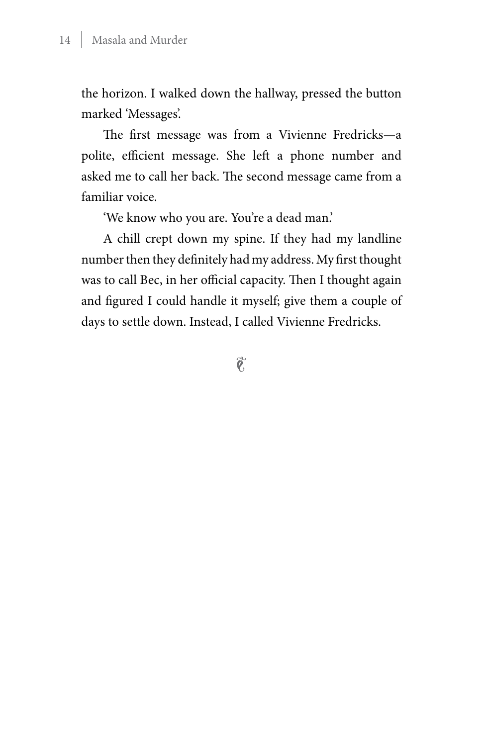the horizon. I walked down the hallway, pressed the button marked 'Messages'.

The first message was from a Vivienne Fredricks—a polite, efficient message. She left a phone number and asked me to call her back. The second message came from a familiar voice.

'We know who you are. You're a dead man.'

A chill crept down my spine. If they had my landline number then they definitely had my address. My first thought was to call Bec, in her official capacity. Then I thought again and figured I could handle it myself; give them a couple of days to settle down. Instead, I called Vivienne Fredricks.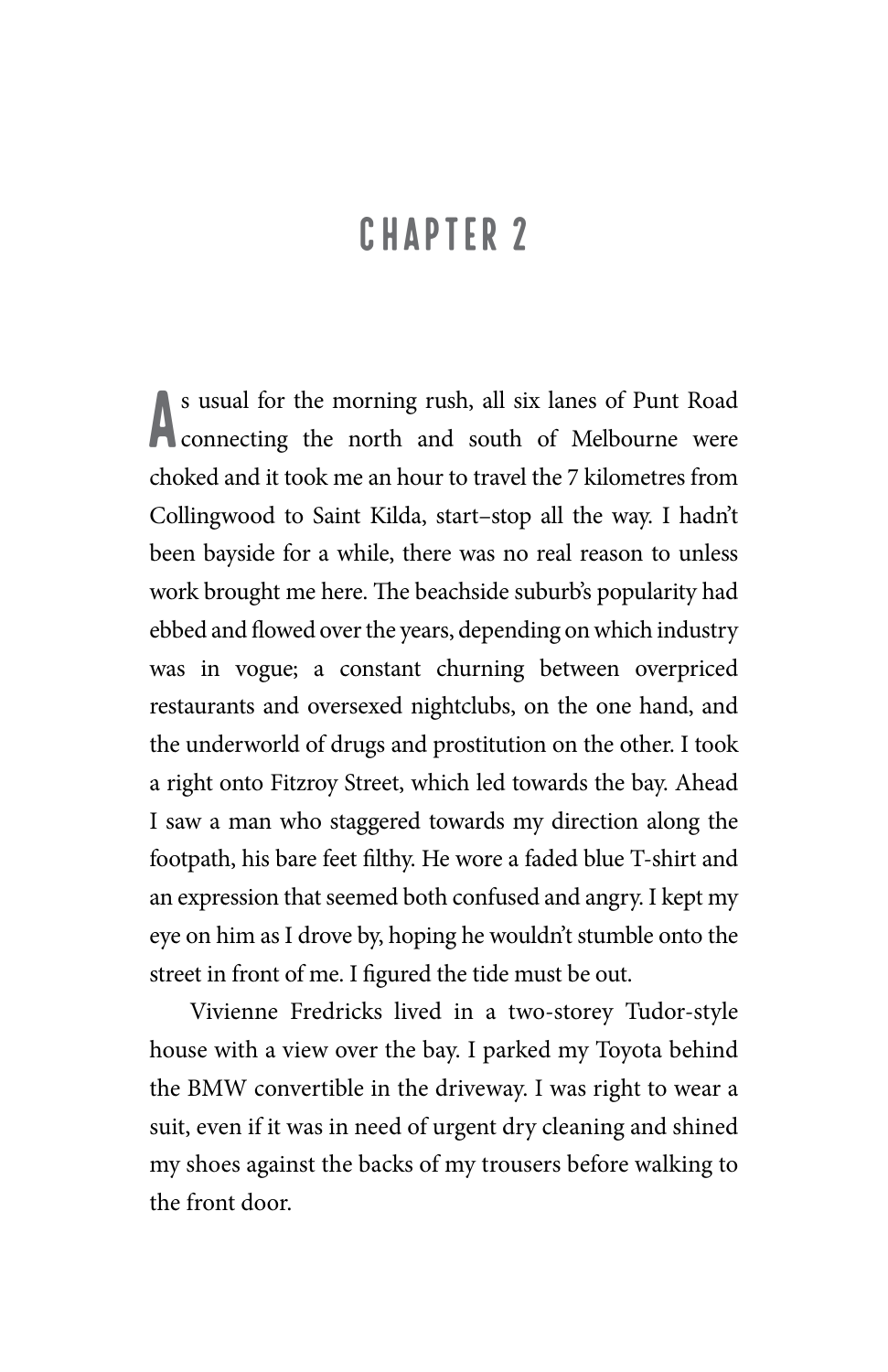# CHAPTER 2

As usual for the morning rush, all six lanes of Punt Road connecting the north and south of Melbourne were choked and it took me an hour to travel the 7 kilometres from Collingwood to Saint Kilda, start–stop all the way. I hadn't been bayside for a while, there was no real reason to unless work brought me here. The beachside suburb's popularity had ebbed and flowed over the years, depending on which industry was in vogue; a constant churning between overpriced restaurants and oversexed nightclubs, on the one hand, and the underworld of drugs and prostitution on the other. I took a right onto Fitzroy Street, which led towards the bay. Ahead I saw a man who staggered towards my direction along the footpath, his bare feet filthy. He wore a faded blue T-shirt and an expression that seemed both confused and angry. I kept my eye on him as I drove by, hoping he wouldn't stumble onto the street in front of me. I figured the tide must be out.

Vivienne Fredricks lived in a two-storey Tudor-style house with a view over the bay. I parked my Toyota behind the BMW convertible in the driveway. I was right to wear a suit, even if it was in need of urgent dry cleaning and shined my shoes against the backs of my trousers before walking to the front door.